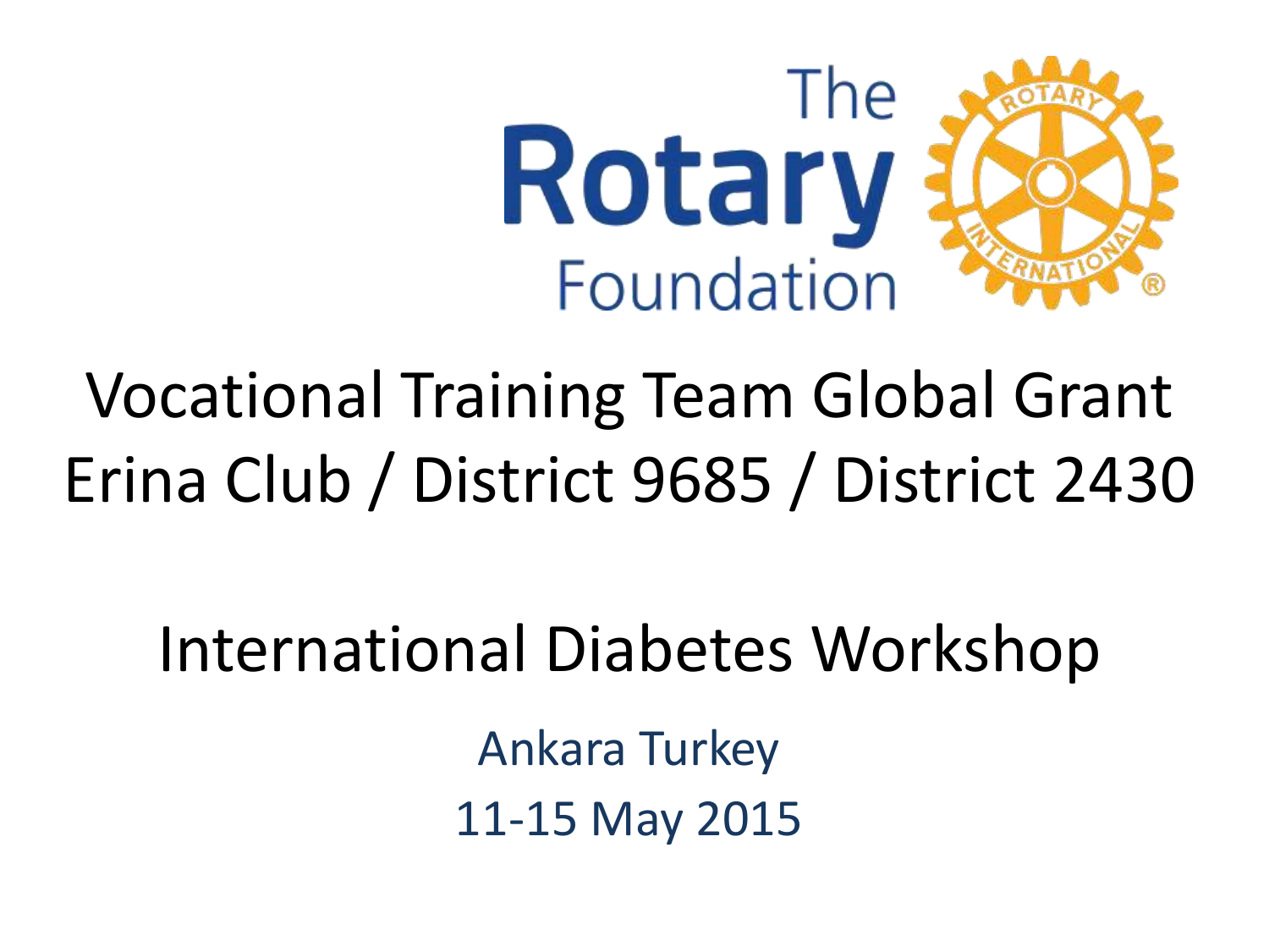The Rotary Foundation

# Vocational Training Team Global Grant
# Erina Club / District 9685 / District 2430

## International Diabetes Workshop

Ankara Turkey

11-15 May 2015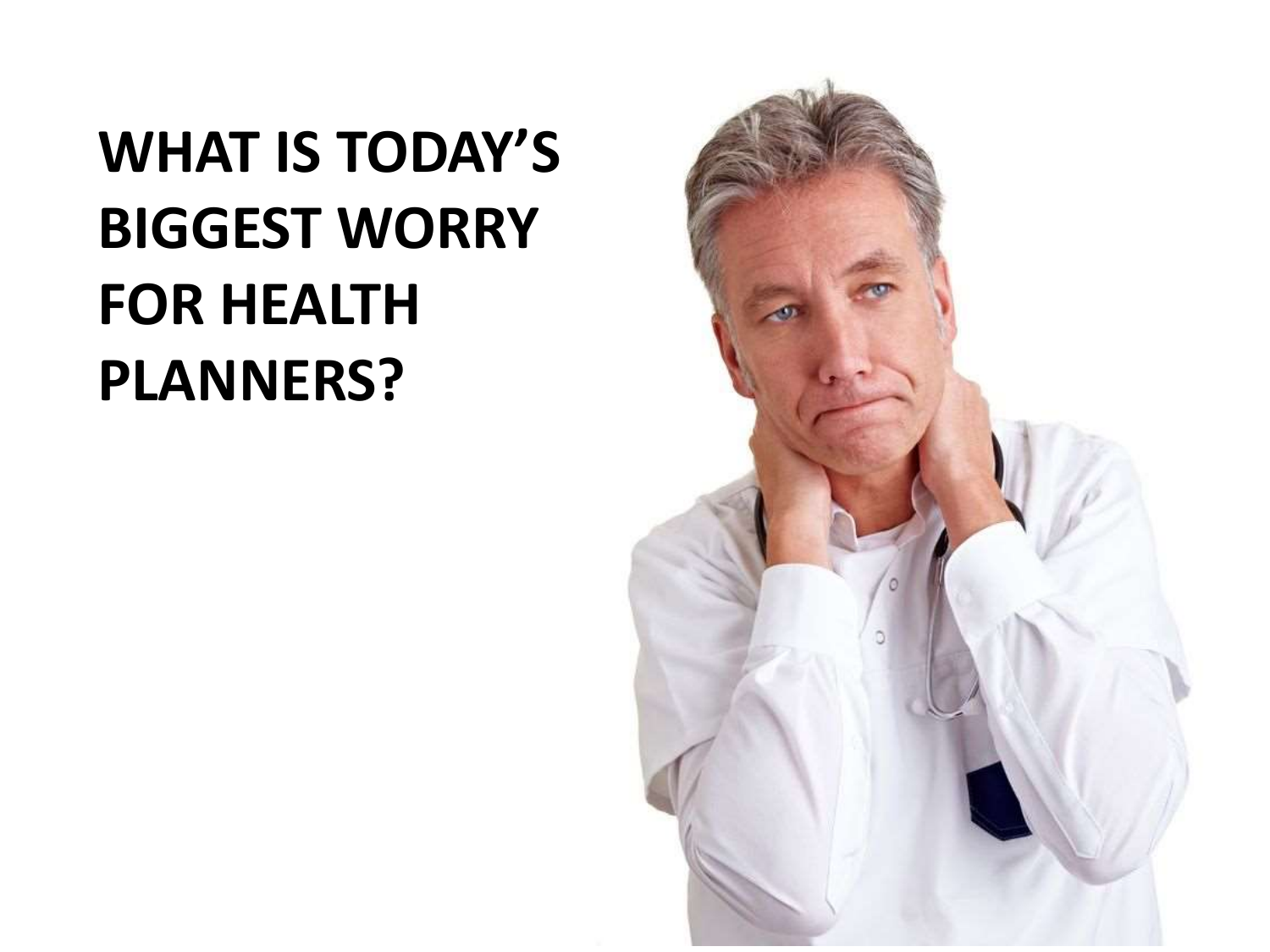# WHAT IS TODAY'S BIGGEST WORRY FOR HEALTH PLANNERS?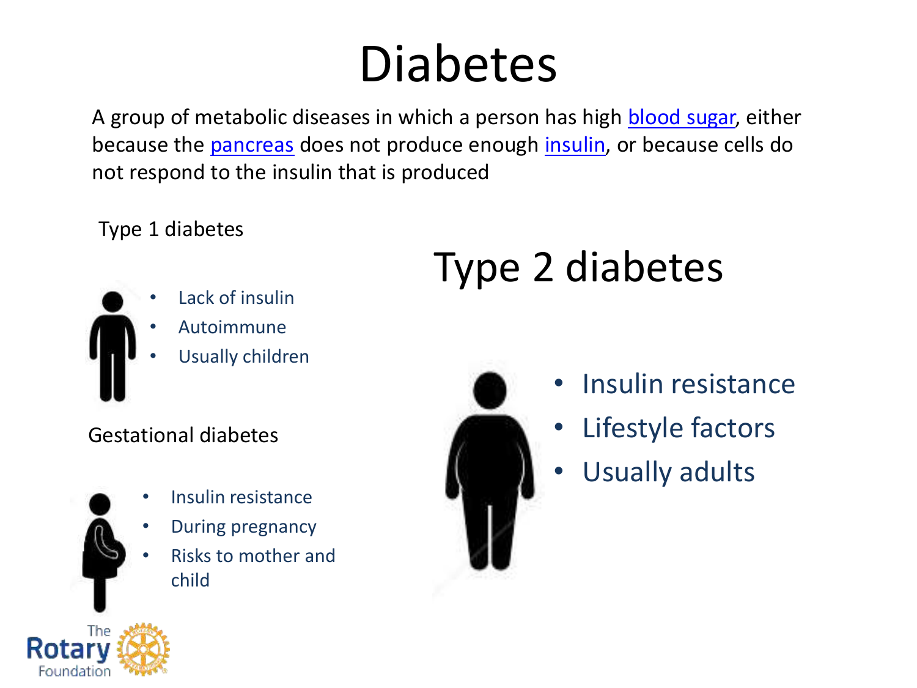# Diabetes

A group of metabolic diseases in which a person has high [blood sugar](), either because the [pancreas]() does not produce enough [insulin](), or because cells do not respond to the insulin that is produced

## Type 1 diabetes

- Lack of insulin
- Autoimmune
- Usually children

## Gestational diabetes

- Insulin resistance
- During pregnancy
- Risks to mother and child

## Type 2 diabetes

- Insulin resistance
- Lifestyle factors
- Usually adults

The Rotary Foundation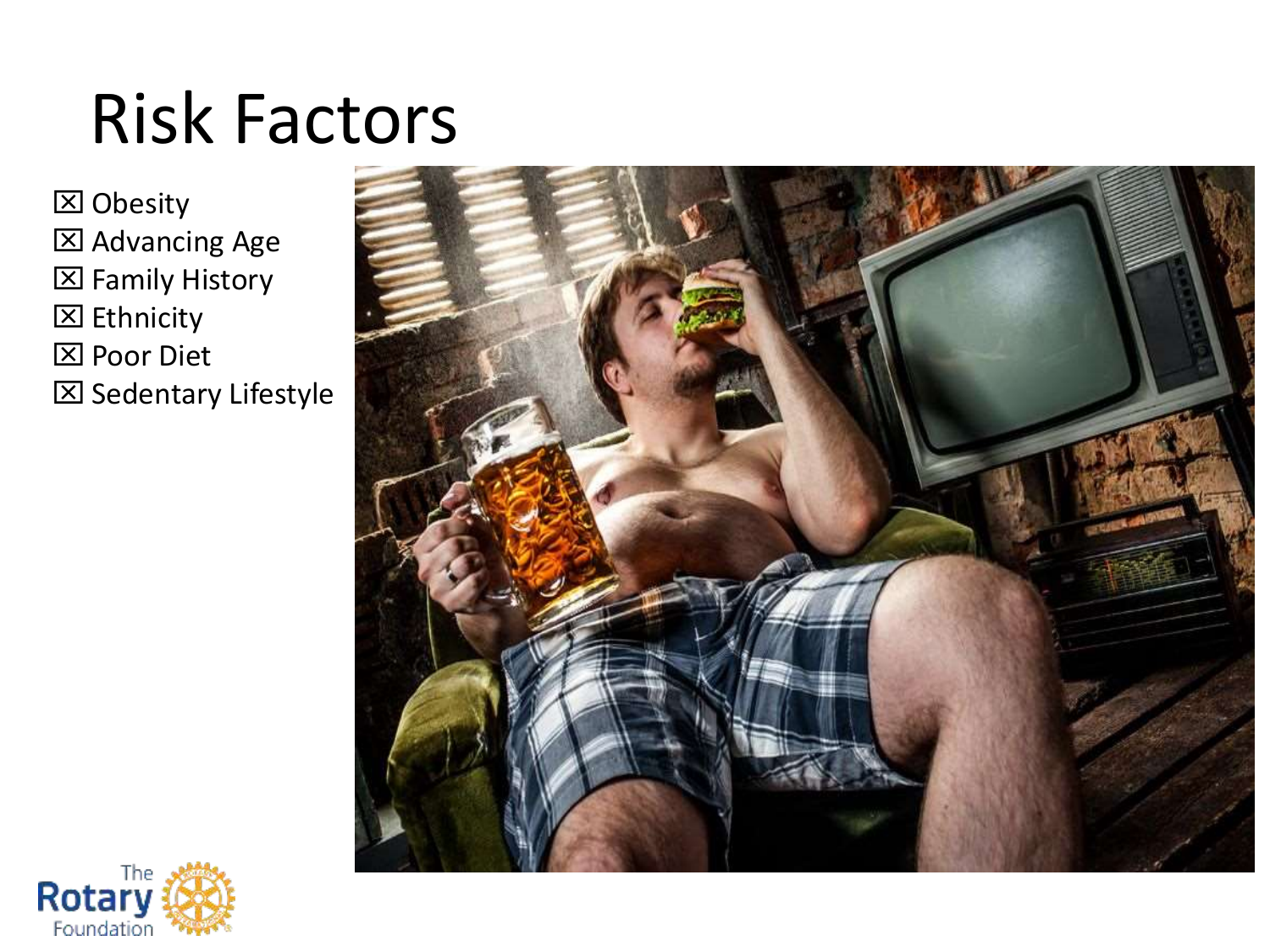# Risk Factors

- ☒ Obesity
- ☒ Advancing Age
- ☒ Family History
- ☒ Ethnicity
- ☒ Poor Diet
- ☒ Sedentary Lifestyle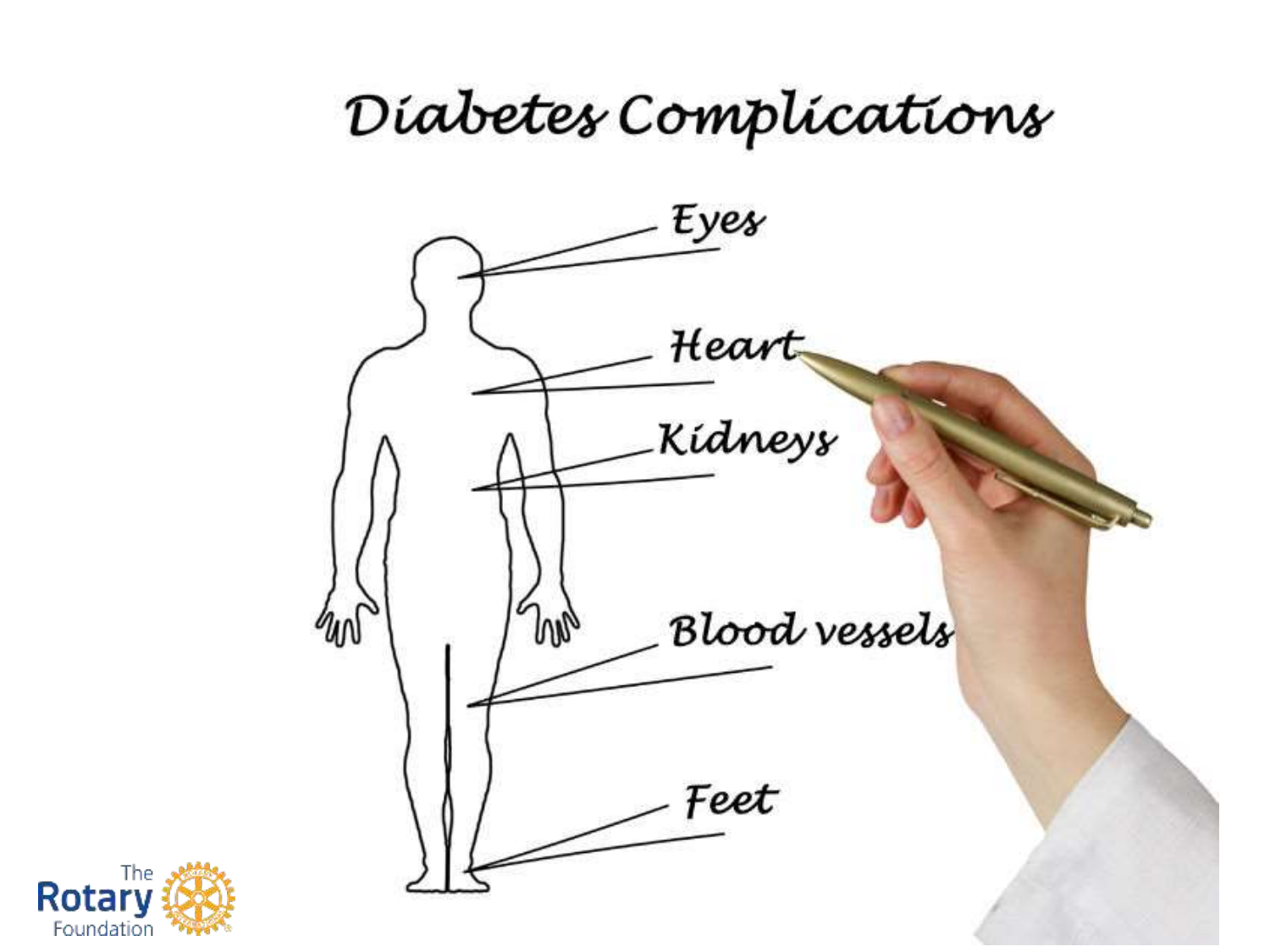# Diabetes Complications

- Eyes
- Heart
- Kidneys
- Blood vessels
- Feet

The Rotary Foundation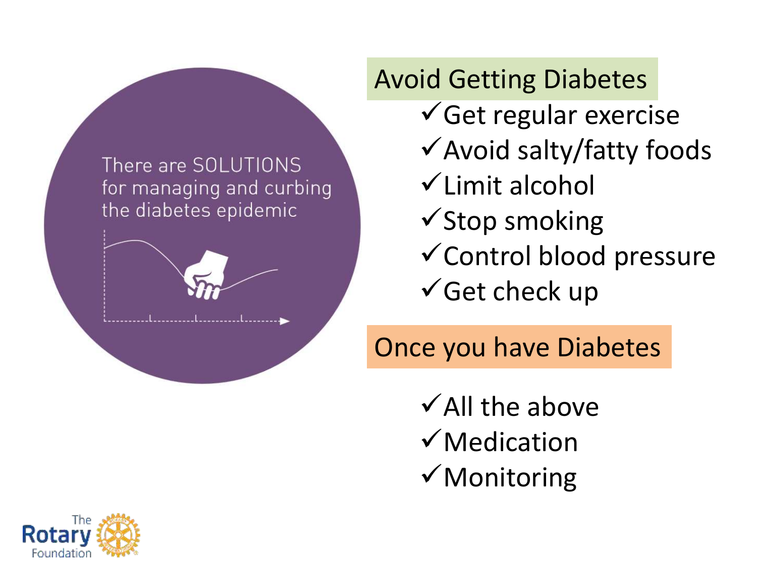There are SOLUTIONS for managing and curbing the diabetes epidemic

## Avoid Getting Diabetes

- ✓Get regular exercise
- ✓Avoid salty/fatty foods
- ✓Limit alcohol
- ✓Stop smoking
- ✓Control blood pressure
- ✓Get check up

## Once you have Diabetes

- ✓All the above
- ✓Medication
- ✓Monitoring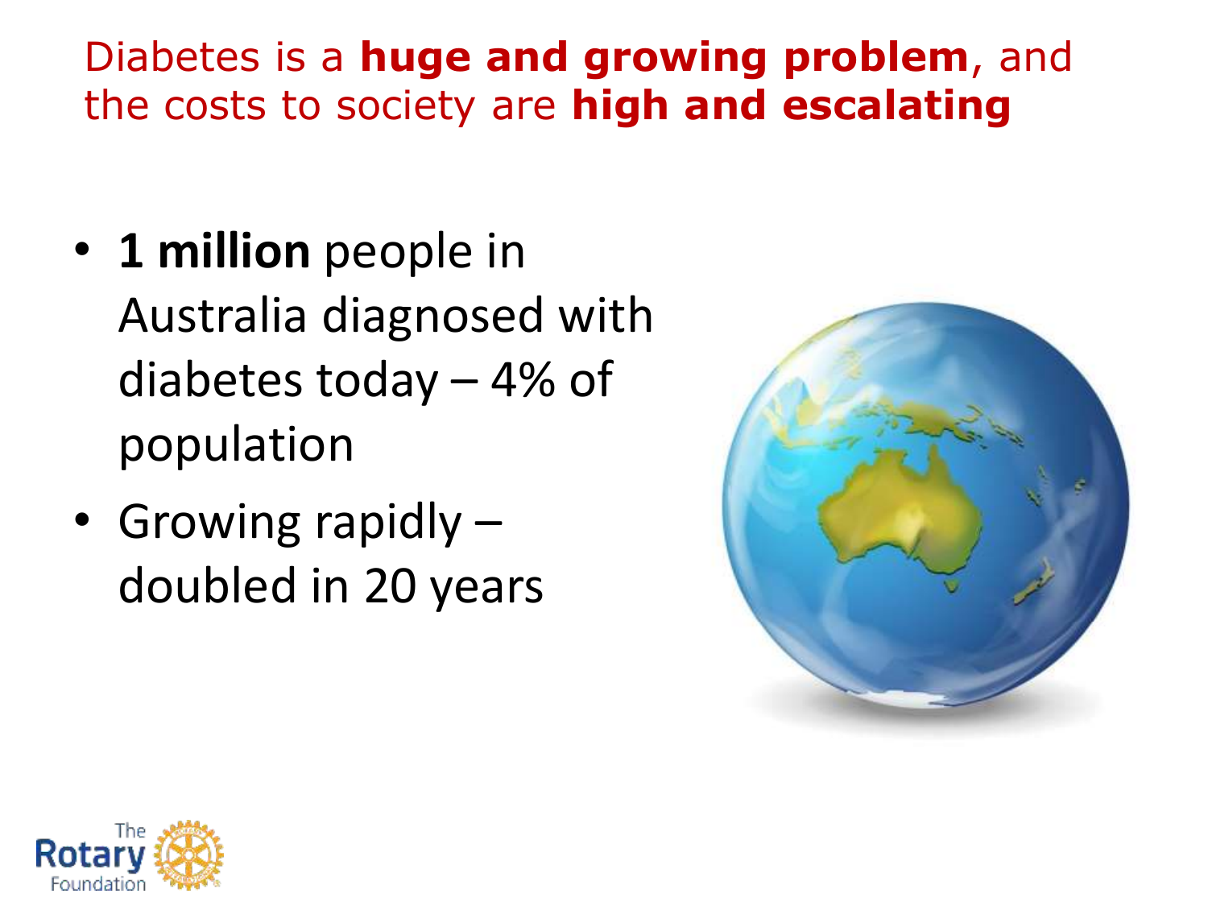## Diabetes is a **huge and growing problem**, and the costs to society are **high and escalating**

- **1 million** people in Australia diagnosed with diabetes today – 4% of population
- Growing rapidly – doubled in 20 years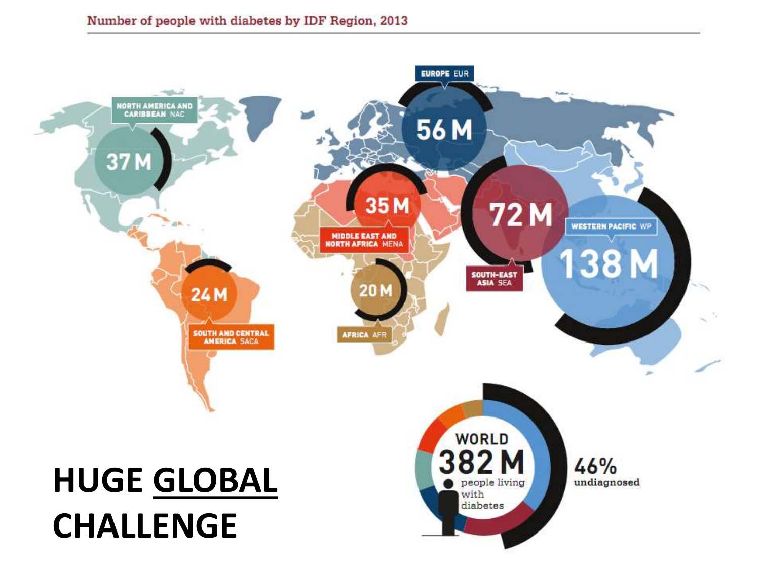Number of people with diabetes by IDF Region, 2013

EUROPE EUR
56 M

NORTH AMERICA AND CARIBBEAN NAC
37 M

MIDDLE EAST AND NORTH AFRICA MENA
35 M

SOUTH-EAST ASIA SEA
72 M

WESTERN PACIFIC WP
138 M

SOUTH AND CENTRAL AMERICA SACA
24 M

AFRICA AFR
20 M

WORLD
382 M
people living with diabetes

46%
undiagnosed

# HUGE GLOBAL CHALLENGE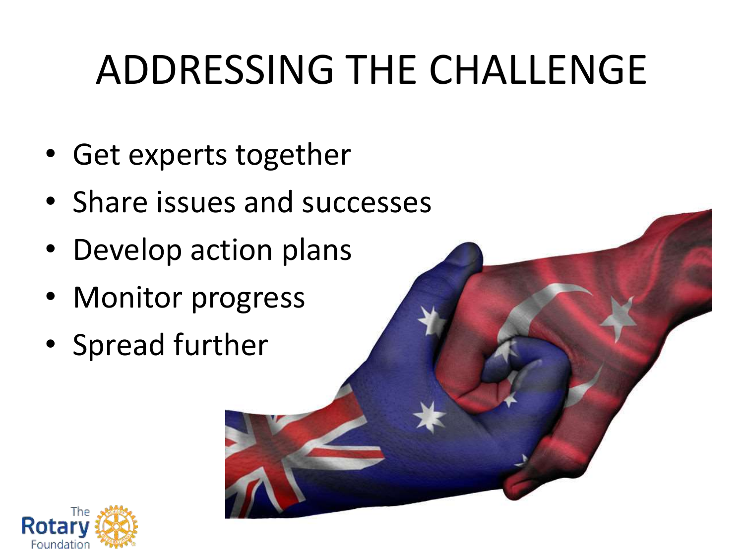# ADDRESSING THE CHALLENGE

- Get experts together
- Share issues and successes
- Develop action plans
- Monitor progress
- Spread further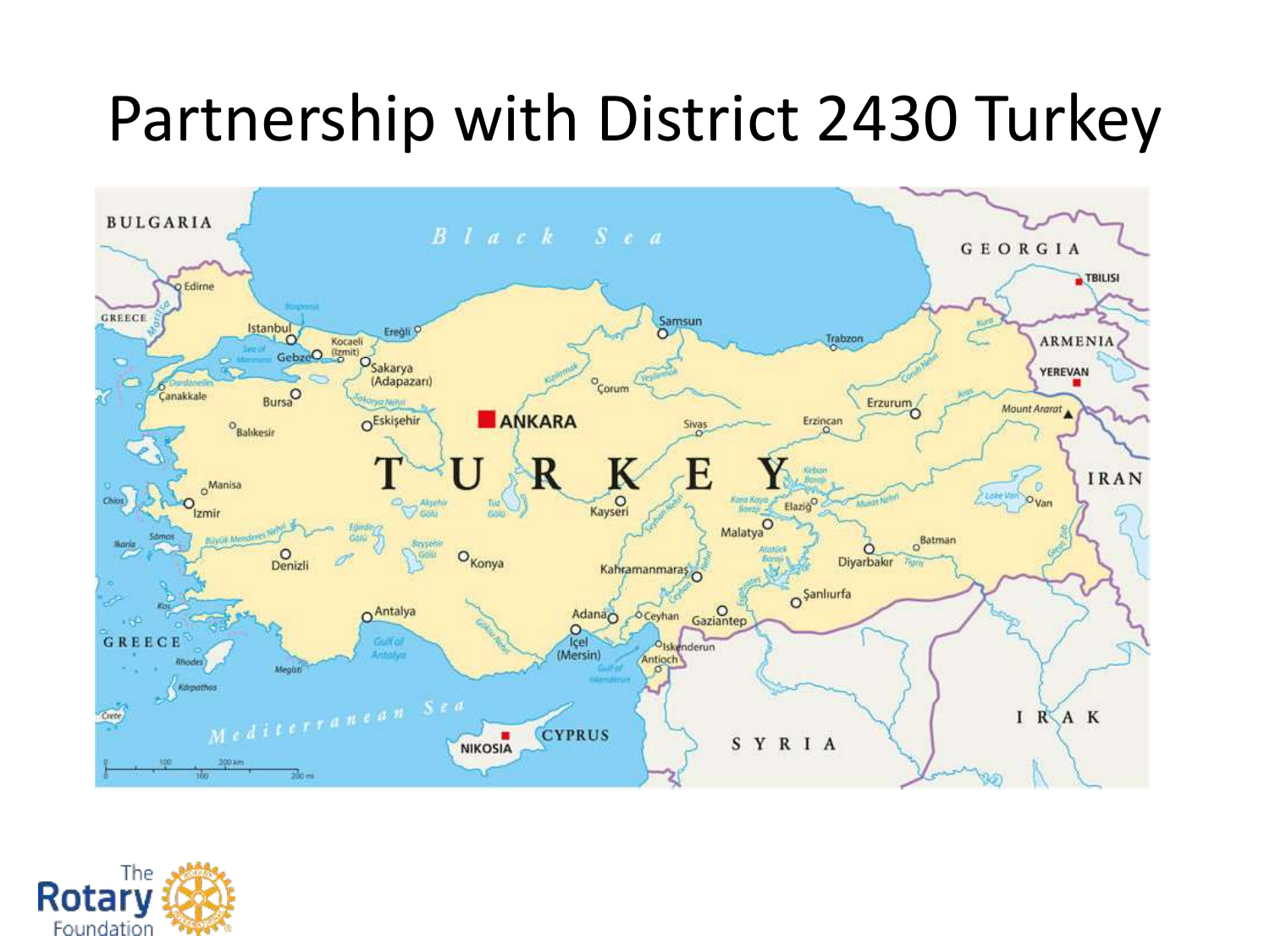# Partnership with District 2430 Turkey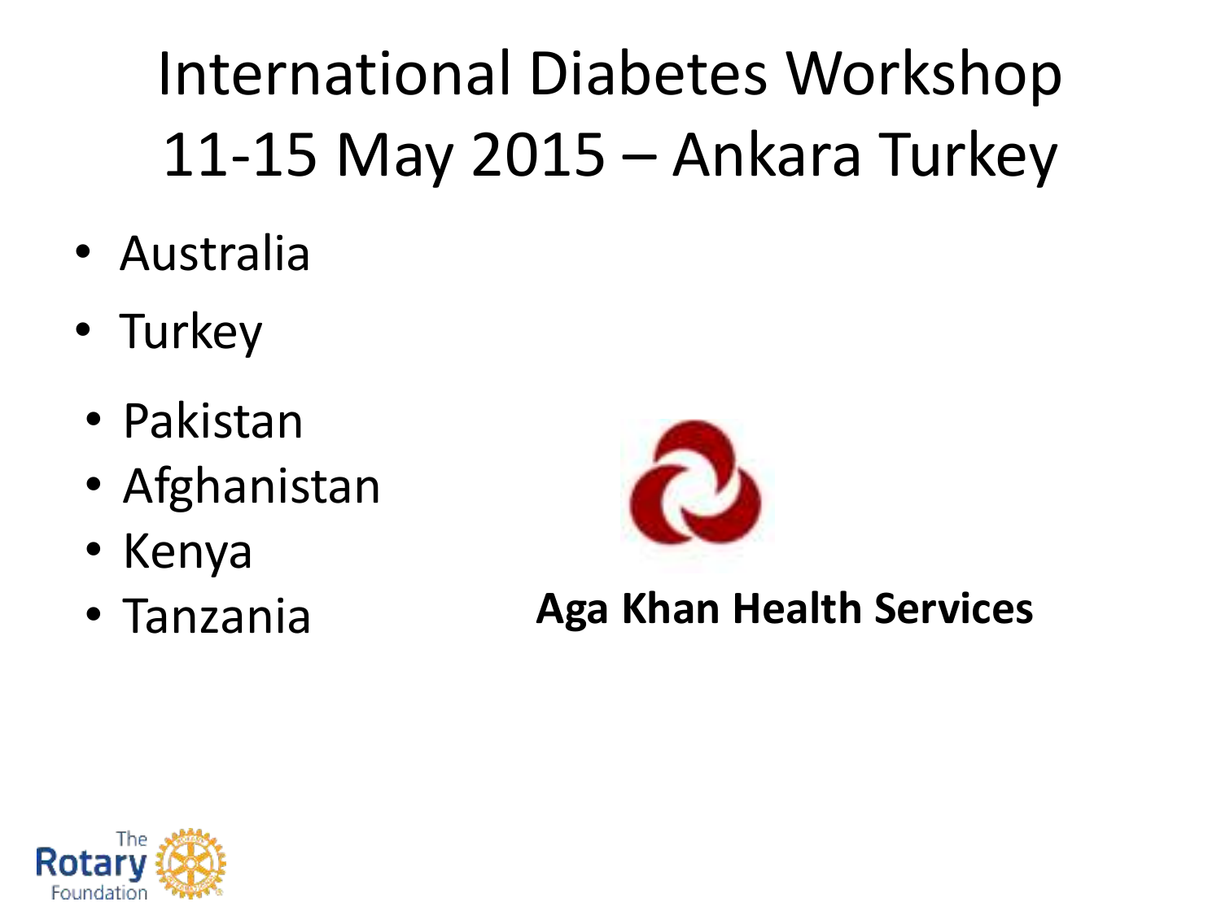# International Diabetes Workshop 11-15 May 2015 – Ankara Turkey

- Australia
- Turkey

- Pakistan
- Afghanistan
- Kenya
- Tanzania

**Aga Khan Health Services**

The Rotary Foundation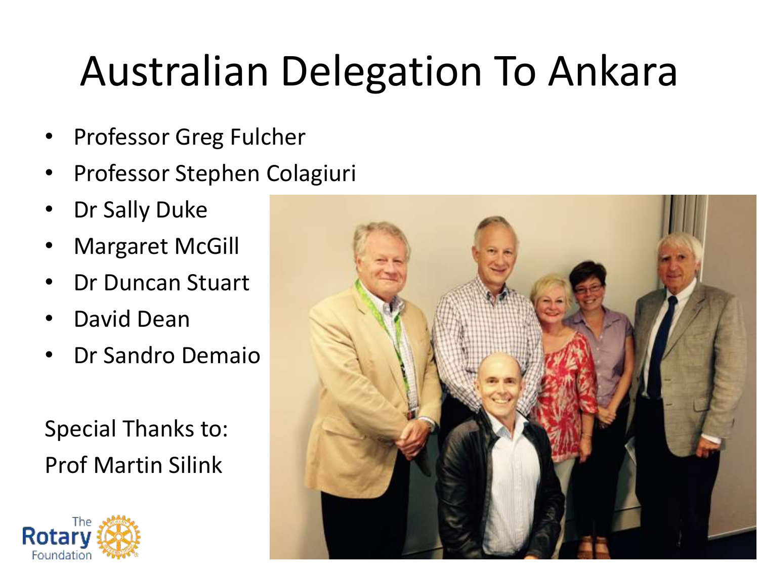# Australian Delegation To Ankara

- Professor Greg Fulcher
- Professor Stephen Colagiuri
- Dr Sally Duke
- Margaret McGill
- Dr Duncan Stuart
- David Dean
- Dr Sandro Demaio

Special Thanks to:
Prof Martin Silink

The Rotary Foundation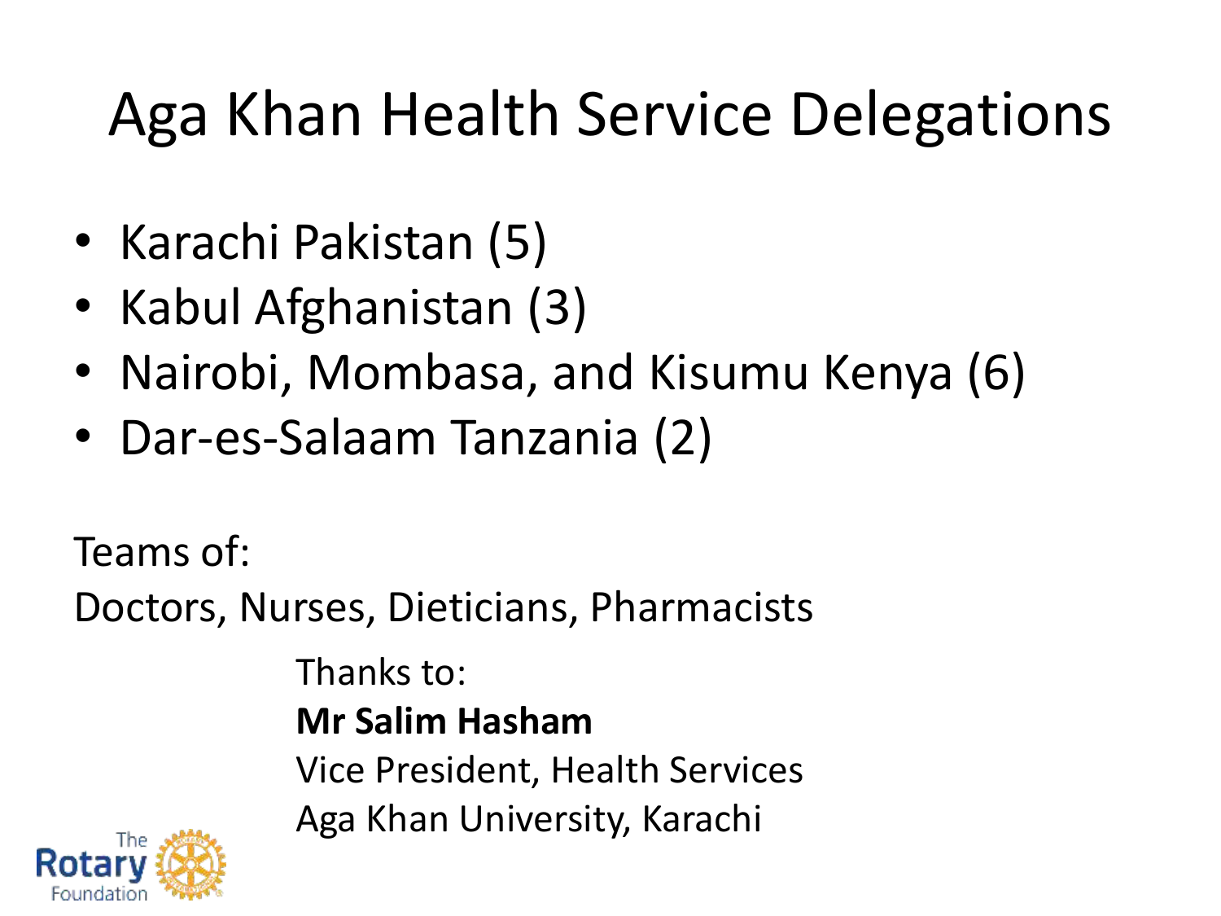# Aga Khan Health Service Delegations

- Karachi Pakistan (5)
- Kabul Afghanistan (3)
- Nairobi, Mombasa, and Kisumu Kenya (6)
- Dar-es-Salaam Tanzania (2)

Teams of:

Doctors, Nurses, Dieticians, Pharmacists

Thanks to:

**Mr Salim Hasham**

Vice President, Health Services

Aga Khan University, Karachi

The Rotary Foundation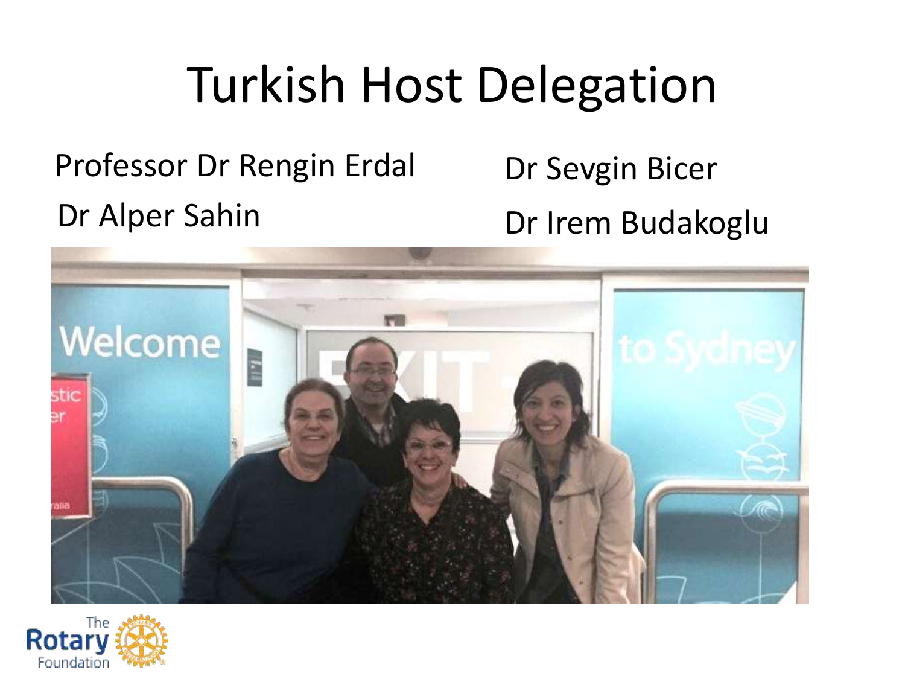# Turkish Host Delegation

Professor Dr Rengin Erdal

Dr Alper Sahin

Dr Sevgin Bicer

Dr Irem Budakoglu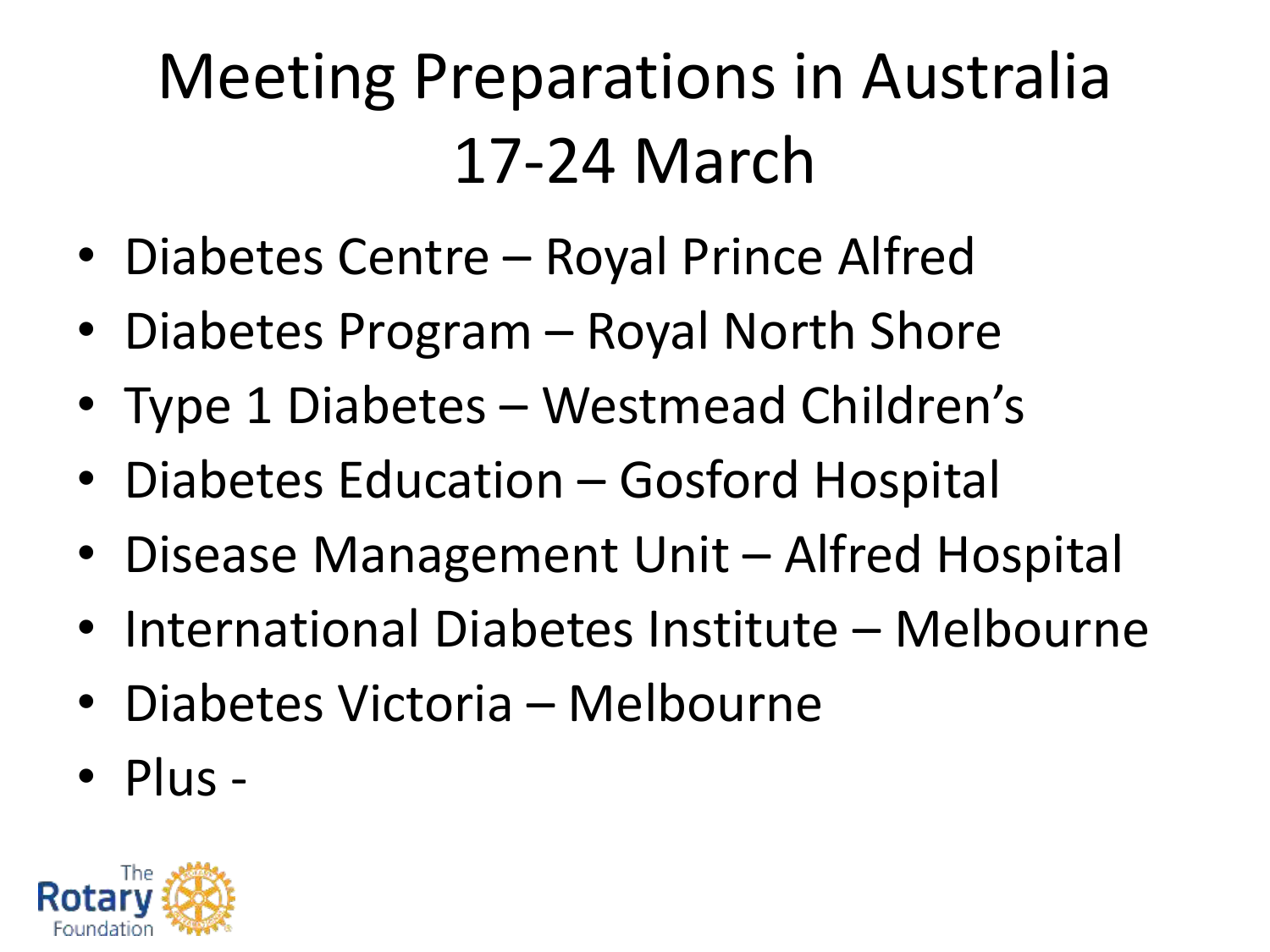# Meeting Preparations in Australia 17-24 March

- Diabetes Centre – Royal Prince Alfred
- Diabetes Program – Royal North Shore
- Type 1 Diabetes – Westmead Children's
- Diabetes Education – Gosford Hospital
- Disease Management Unit – Alfred Hospital
- International Diabetes Institute – Melbourne
- Diabetes Victoria – Melbourne
- Plus -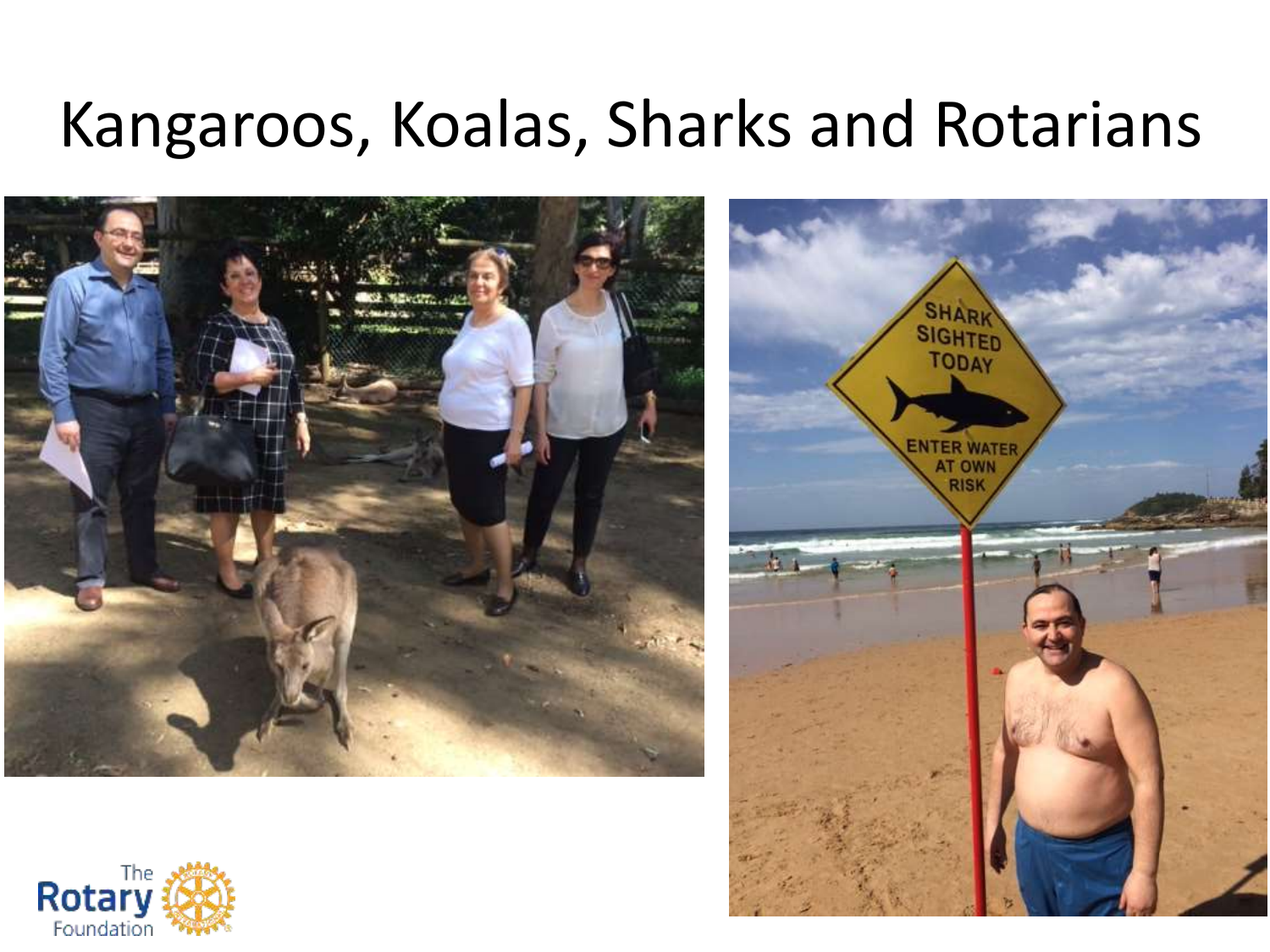# Kangaroos, Koalas, Sharks and Rotarians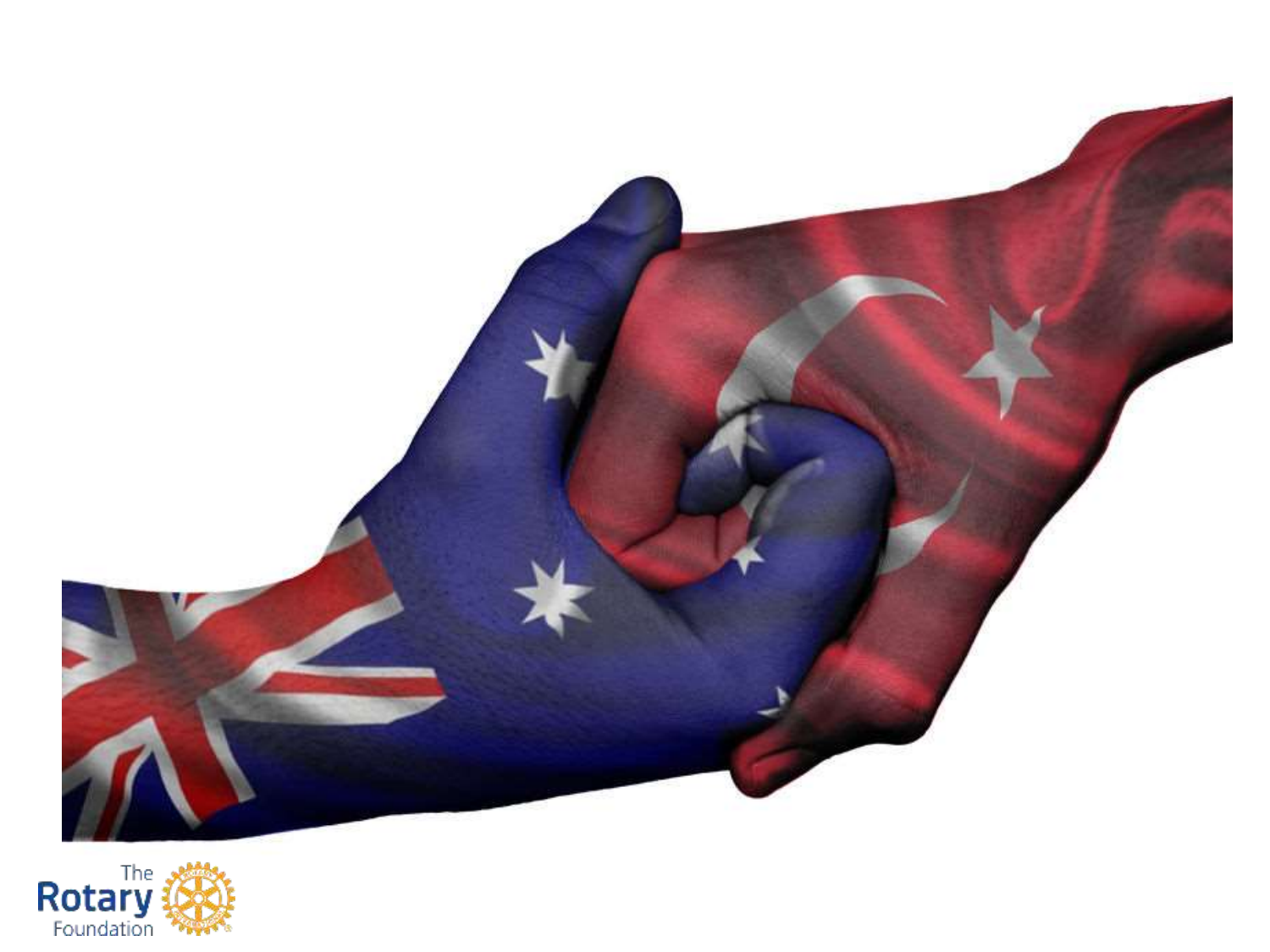The Rotary Foundation